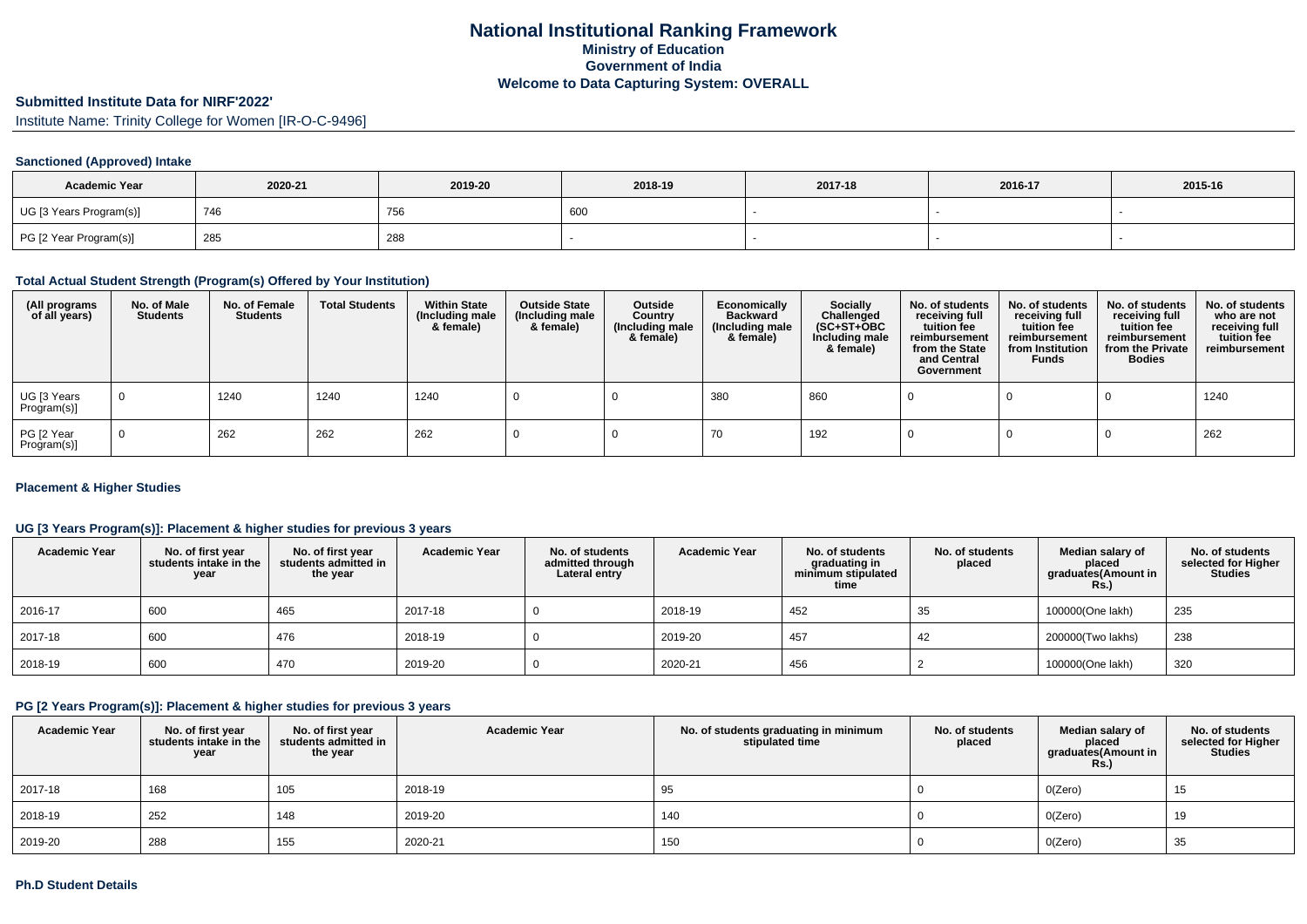# National Institutional Ranking Framework
## Ministry of Education
## Government of India
## Welcome to Data Capturing System: OVERALL

### Submitted Institute Data for NIRF'2022'

Institute Name: Trinity College for Women [IR-O-C-9496]

#### Sanctioned (Approved) Intake

| Academic Year | 2020-21 | 2019-20 | 2018-19 | 2017-18 | 2016-17 | 2015-16 |
|---|---|---|---|---|---|---|
| UG [3 Years Program(s)] | 746 | 756 | 600 | - | - | - |
| PG [2 Year Program(s)] | 285 | 288 | - | - | - | - |

#### Total Actual Student Strength (Program(s) Offered by Your Institution)

| (All programs of all years) | No. of Male Students | No. of Female Students | Total Students | Within State (Including male & female) | Outside State (Including male & female) | Outside Country (Including male & female) | Economically Backward (Including male & female) | Socially Challenged (SC+ST+OBC Including male & female) | No. of students receiving full tuition fee reimbursement from the State and Central Government | No. of students receiving full tuition fee reimbursement from Institution Funds | No. of students receiving full tuition fee reimbursement from the Private Bodies | No. of students who are not receiving full tuition fee reimbursement |
|---|---|---|---|---|---|---|---|---|---|---|---|---|
| UG [3 Years Program(s)] | 0 | 1240 | 1240 | 1240 | 0 | 0 | 380 | 860 | 0 | 0 | 0 | 1240 |
| PG [2 Year Program(s)] | 0 | 262 | 262 | 262 | 0 | 0 | 70 | 192 | 0 | 0 | 0 | 262 |

#### Placement & Higher Studies

#### UG [3 Years Program(s)]: Placement & higher studies for previous 3 years

| Academic Year | No. of first year students intake in the year | No. of first year students admitted in the year | Academic Year | No. of students admitted through Lateral entry | Academic Year | No. of students graduating in minimum stipulated time | No. of students placed | Median salary of placed graduates(Amount in Rs.) | No. of students selected for Higher Studies |
|---|---|---|---|---|---|---|---|---|---|
| 2016-17 | 600 | 465 | 2017-18 | 0 | 2018-19 | 452 | 35 | 100000(One lakh) | 235 |
| 2017-18 | 600 | 476 | 2018-19 | 0 | 2019-20 | 457 | 42 | 200000(Two lakhs) | 238 |
| 2018-19 | 600 | 470 | 2019-20 | 0 | 2020-21 | 456 | 2 | 100000(One lakh) | 320 |

#### PG [2 Years Program(s)]: Placement & higher studies for previous 3 years

| Academic Year | No. of first year students intake in the year | No. of first year students admitted in the year | Academic Year | No. of students graduating in minimum stipulated time | No. of students placed | Median salary of placed graduates(Amount in Rs.) | No. of students selected for Higher Studies |
|---|---|---|---|---|---|---|---|
| 2017-18 | 168 | 105 | 2018-19 | 95 | 0 | 0(Zero) | 15 |
| 2018-19 | 252 | 148 | 2019-20 | 140 | 0 | 0(Zero) | 19 |
| 2019-20 | 288 | 155 | 2020-21 | 150 | 0 | 0(Zero) | 35 |

#### Ph.D Student Details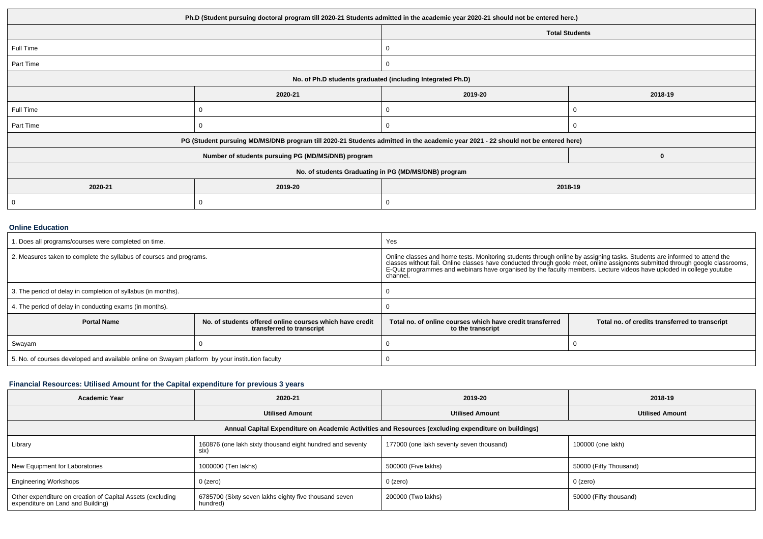| Ph.D (Student pursuing doctoral program till 2020-21 Students admitted in the academic year 2020-21 should not be entered here.) | | | |
|---|---|---|---|
| | | Total Students | |
| Full Time | | 0 | |
| Part Time | | 0 | |
| No. of Ph.D students graduated (including Integrated Ph.D) | | | |
| | 2020-21 | 2019-20 | 2018-19 |
| Full Time | 0 | 0 | 0 |
| Part Time | 0 | 0 | 0 |
| PG (Student pursuing MD/MS/DNB program till 2020-21 Students admitted in the academic year 2021 - 22 should not be entered here) | | | |
| Number of students pursuing PG (MD/MS/DNB) program | | | 0 |
| No. of students Graduating in PG (MD/MS/DNB) program | | | |
| 2020-21 | 2019-20 | 2018-19 | |
| 0 | 0 | 0 | |

### Online Education

| 1. Does all programs/courses were completed on time. | | Yes | |
|---|---|---|---|
| 2. Measures taken to complete the syllabus of courses and programs. | | Online classes and home tests. Monitoring students through online by assigning tasks. Students are informed to attend the classes without fail. Online classes have conducted through goole meet, online assignents submitted through google classrooms, E-Quiz programmes and webinars have organised by the faculty members. Lecture videos have uploded in college youtube channel. | |
| 3. The period of delay in completion of syllabus (in months). | | 0 | |
| 4. The period of delay in conducting exams (in months). | | 0 | |
| **Portal Name** | **No. of students offered online courses which have credit transferred to transcript** | **Total no. of online courses which have credit transferred to the transcript** | **Total no. of credits transferred to transcript** |
| Swayam | 0 | 0 | 0 |
| 5. No. of courses developed and available online on Swayam platform by your institution faculty | | 0 | |

### Financial Resources: Utilised Amount for the Capital expenditure for previous 3 years

| Academic Year | 2020-21 | 2019-20 | 2018-19 |
|---|---|---|---|
| | Utilised Amount | Utilised Amount | Utilised Amount |
| Annual Capital Expenditure on Academic Activities and Resources (excluding expenditure on buildings) | | | |
| Library | 160876 (one lakh sixty thousand eight hundred and seventy six) | 177000 (one lakh seventy seven thousand) | 100000 (one lakh) |
| New Equipment for Laboratories | 1000000 (Ten lakhs) | 500000 (Five lakhs) | 50000 (Fifty Thousand) |
| Engineering Workshops | 0 (zero) | 0 (zero) | 0 (zero) |
| Other expenditure on creation of Capital Assets (excluding expenditure on Land and Building) | 6785700 (Sixty seven lakhs eighty five thousand seven hundred) | 200000 (Two lakhs) | 50000 (Fifty thousand) |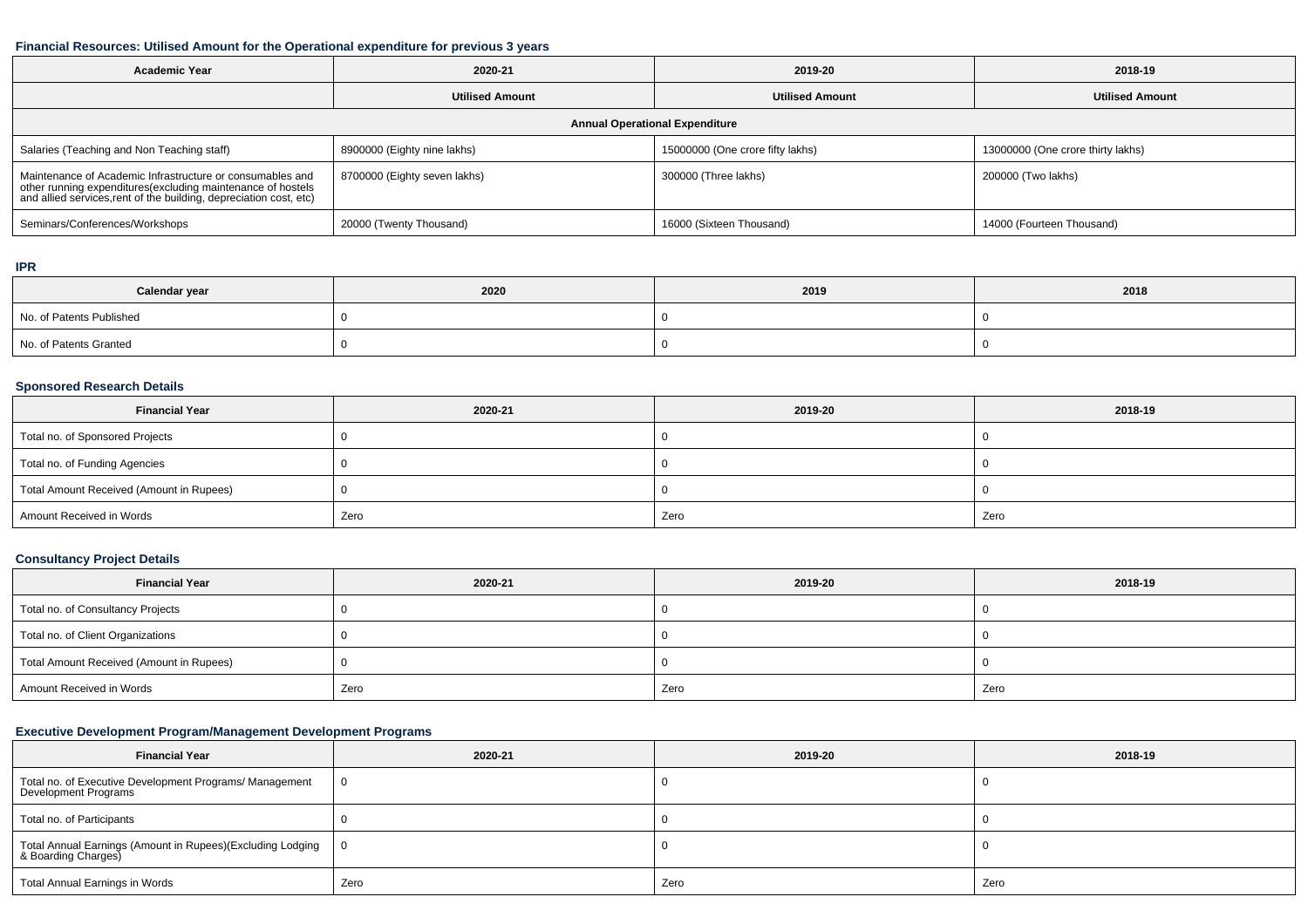### Financial Resources: Utilised Amount for the Operational expenditure for previous 3 years

| Academic Year | 2020-21 | 2019-20 | 2018-19 |
|---|---|---|---|
| | **Utilised Amount** | **Utilised Amount** | **Utilised Amount** |
| **Annual Operational Expenditure** | | | |
| Salaries (Teaching and Non Teaching staff) | 8900000 (Eighty nine lakhs) | 15000000 (One crore fifty lakhs) | 13000000 (One crore thirty lakhs) |
| Maintenance of Academic Infrastructure or consumables and other running expenditures(excluding maintenance of hostels and allied services,rent of the building, depreciation cost, etc) | 8700000 (Eighty seven lakhs) | 300000 (Three lakhs) | 200000 (Two lakhs) |
| Seminars/Conferences/Workshops | 20000 (Twenty Thousand) | 16000 (Sixteen Thousand) | 14000 (Fourteen Thousand) |

### IPR

| Calendar year | 2020 | 2019 | 2018 |
|---|---|---|---|
| No. of Patents Published | 0 | 0 | 0 |
| No. of Patents Granted | 0 | 0 | 0 |

### Sponsored Research Details

| Financial Year | 2020-21 | 2019-20 | 2018-19 |
|---|---|---|---|
| Total no. of Sponsored Projects | 0 | 0 | 0 |
| Total no. of Funding Agencies | 0 | 0 | 0 |
| Total Amount Received (Amount in Rupees) | 0 | 0 | 0 |
| Amount Received in Words | Zero | Zero | Zero |

### Consultancy Project Details

| Financial Year | 2020-21 | 2019-20 | 2018-19 |
|---|---|---|---|
| Total no. of Consultancy Projects | 0 | 0 | 0 |
| Total no. of Client Organizations | 0 | 0 | 0 |
| Total Amount Received (Amount in Rupees) | 0 | 0 | 0 |
| Amount Received in Words | Zero | Zero | Zero |

### Executive Development Program/Management Development Programs

| Financial Year | 2020-21 | 2019-20 | 2018-19 |
|---|---|---|---|
| Total no. of Executive Development Programs/ Management Development Programs | 0 | 0 | 0 |
| Total no. of Participants | 0 | 0 | 0 |
| Total Annual Earnings (Amount in Rupees)(Excluding Lodging & Boarding Charges) | 0 | 0 | 0 |
| Total Annual Earnings in Words | Zero | Zero | Zero |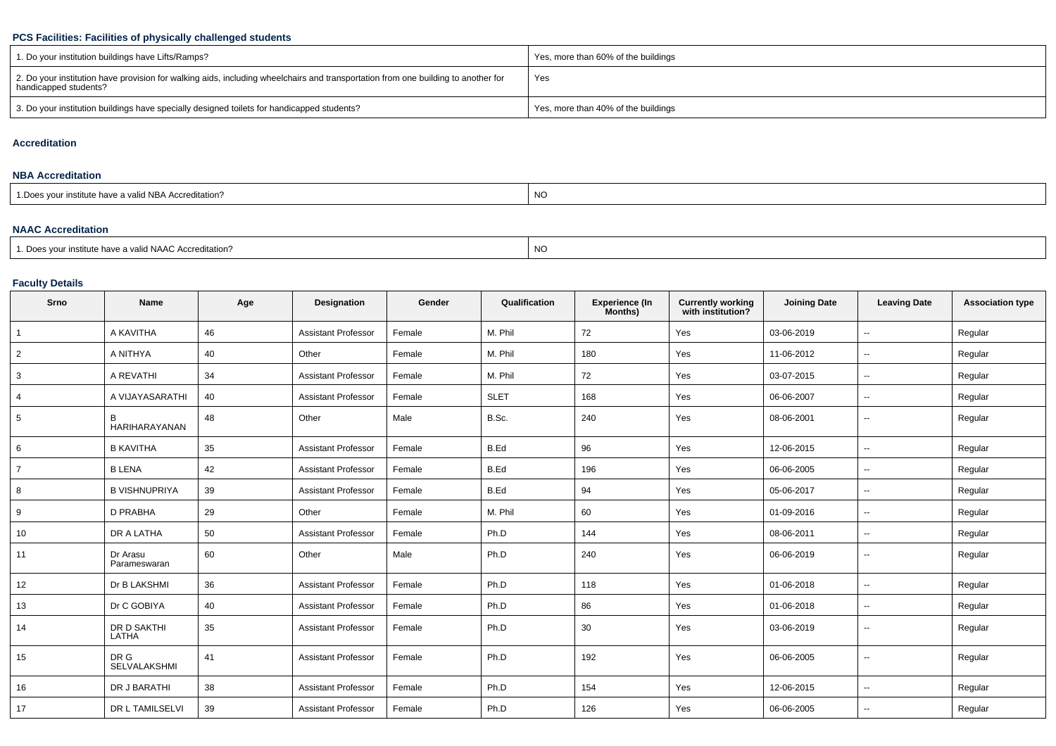### PCS Facilities: Facilities of physically challenged students

| | |
|---|---|
| 1. Do your institution buildings have Lifts/Ramps? | Yes, more than 60% of the buildings |
| 2. Do your institution have provision for walking aids, including wheelchairs and transportation from one building to another for handicapped students? | Yes |
| 3. Do your institution buildings have specially designed toilets for handicapped students? | Yes, more than 40% of the buildings |

### Accreditation

#### NBA Accreditation

| | |
|---|---|
| 1.Does your institute have a valid NBA Accreditation? | NO |

#### NAAC Accreditation

| | |
|---|---|
| 1. Does your institute have a valid NAAC Accreditation? | NO |

### Faculty Details

| Srno | Name | Age | Designation | Gender | Qualification | Experience (In Months) | Currently working with institution? | Joining Date | Leaving Date | Association type |
|---|---|---|---|---|---|---|---|---|---|---|
| 1 | A KAVITHA | 46 | Assistant Professor | Female | M. Phil | 72 | Yes | 03-06-2019 | -- | Regular |
| 2 | A NITHYA | 40 | Other | Female | M. Phil | 180 | Yes | 11-06-2012 | -- | Regular |
| 3 | A REVATHI | 34 | Assistant Professor | Female | M. Phil | 72 | Yes | 03-07-2015 | -- | Regular |
| 4 | A VIJAYASARATHI | 40 | Assistant Professor | Female | SLET | 168 | Yes | 06-06-2007 | -- | Regular |
| 5 | B HARIHARAYANAN | 48 | Other | Male | B.Sc. | 240 | Yes | 08-06-2001 | -- | Regular |
| 6 | B KAVITHA | 35 | Assistant Professor | Female | B.Ed | 96 | Yes | 12-06-2015 | -- | Regular |
| 7 | B LENA | 42 | Assistant Professor | Female | B.Ed | 196 | Yes | 06-06-2005 | -- | Regular |
| 8 | B VISHNUPRIYA | 39 | Assistant Professor | Female | B.Ed | 94 | Yes | 05-06-2017 | -- | Regular |
| 9 | D PRABHA | 29 | Other | Female | M. Phil | 60 | Yes | 01-09-2016 | -- | Regular |
| 10 | DR A LATHA | 50 | Assistant Professor | Female | Ph.D | 144 | Yes | 08-06-2011 | -- | Regular |
| 11 | Dr Arasu Parameswaran | 60 | Other | Male | Ph.D | 240 | Yes | 06-06-2019 | -- | Regular |
| 12 | Dr B LAKSHMI | 36 | Assistant Professor | Female | Ph.D | 118 | Yes | 01-06-2018 | -- | Regular |
| 13 | Dr C GOBIYA | 40 | Assistant Professor | Female | Ph.D | 86 | Yes | 01-06-2018 | -- | Regular |
| 14 | DR D SAKTHI LATHA | 35 | Assistant Professor | Female | Ph.D | 30 | Yes | 03-06-2019 | -- | Regular |
| 15 | DR G SELVALAKSHMI | 41 | Assistant Professor | Female | Ph.D | 192 | Yes | 06-06-2005 | -- | Regular |
| 16 | DR J BARATHI | 38 | Assistant Professor | Female | Ph.D | 154 | Yes | 12-06-2015 | -- | Regular |
| 17 | DR L TAMILSELVI | 39 | Assistant Professor | Female | Ph.D | 126 | Yes | 06-06-2005 | -- | Regular |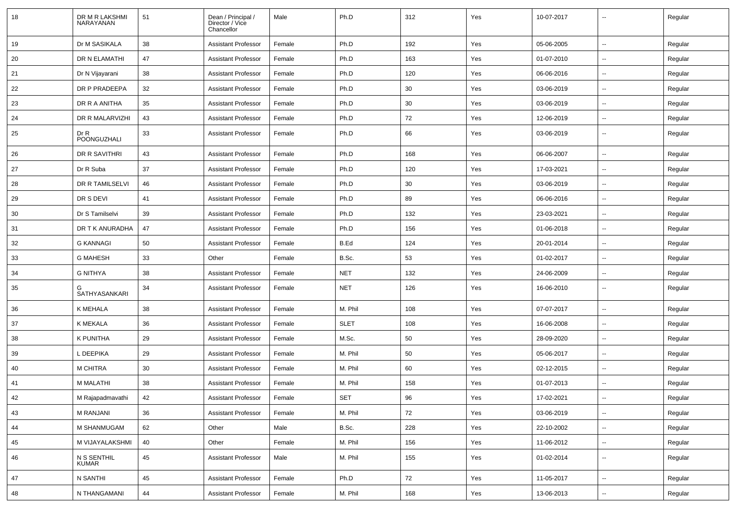| 18 | DR M R LAKSHMI NARAYANAN | 51 | Dean / Principal / Director / Vice Chancellor | Male | Ph.D | 312 | Yes | 10-07-2017 | -- | Regular |
|---|---|---|---|---|---|---|---|---|---|---|
| 19 | Dr M SASIKALA | 38 | Assistant Professor | Female | Ph.D | 192 | Yes | 05-06-2005 | -- | Regular |
| 20 | DR N ELAMATHI | 47 | Assistant Professor | Female | Ph.D | 163 | Yes | 01-07-2010 | -- | Regular |
| 21 | Dr N Vijayarani | 38 | Assistant Professor | Female | Ph.D | 120 | Yes | 06-06-2016 | -- | Regular |
| 22 | DR P PRADEEPA | 32 | Assistant Professor | Female | Ph.D | 30 | Yes | 03-06-2019 | -- | Regular |
| 23 | DR R A ANITHA | 35 | Assistant Professor | Female | Ph.D | 30 | Yes | 03-06-2019 | -- | Regular |
| 24 | DR R MALARVIZHI | 43 | Assistant Professor | Female | Ph.D | 72 | Yes | 12-06-2019 | -- | Regular |
| 25 | Dr R POONGUZHALI | 33 | Assistant Professor | Female | Ph.D | 66 | Yes | 03-06-2019 | -- | Regular |
| 26 | DR R SAVITHRI | 43 | Assistant Professor | Female | Ph.D | 168 | Yes | 06-06-2007 | -- | Regular |
| 27 | Dr R Suba | 37 | Assistant Professor | Female | Ph.D | 120 | Yes | 17-03-2021 | -- | Regular |
| 28 | DR R TAMILSELVI | 46 | Assistant Professor | Female | Ph.D | 30 | Yes | 03-06-2019 | -- | Regular |
| 29 | DR S DEVI | 41 | Assistant Professor | Female | Ph.D | 89 | Yes | 06-06-2016 | -- | Regular |
| 30 | Dr S Tamilselvi | 39 | Assistant Professor | Female | Ph.D | 132 | Yes | 23-03-2021 | -- | Regular |
| 31 | DR T K ANURADHA | 47 | Assistant Professor | Female | Ph.D | 156 | Yes | 01-06-2018 | -- | Regular |
| 32 | G KANNAGI | 50 | Assistant Professor | Female | B.Ed | 124 | Yes | 20-01-2014 | -- | Regular |
| 33 | G MAHESH | 33 | Other | Female | B.Sc. | 53 | Yes | 01-02-2017 | -- | Regular |
| 34 | G NITHYA | 38 | Assistant Professor | Female | NET | 132 | Yes | 24-06-2009 | -- | Regular |
| 35 | G SATHYASANKARI | 34 | Assistant Professor | Female | NET | 126 | Yes | 16-06-2010 | -- | Regular |
| 36 | K MEHALA | 38 | Assistant Professor | Female | M. Phil | 108 | Yes | 07-07-2017 | -- | Regular |
| 37 | K MEKALA | 36 | Assistant Professor | Female | SLET | 108 | Yes | 16-06-2008 | -- | Regular |
| 38 | K PUNITHA | 29 | Assistant Professor | Female | M.Sc. | 50 | Yes | 28-09-2020 | -- | Regular |
| 39 | L DEEPIKA | 29 | Assistant Professor | Female | M. Phil | 50 | Yes | 05-06-2017 | -- | Regular |
| 40 | M CHITRA | 30 | Assistant Professor | Female | M. Phil | 60 | Yes | 02-12-2015 | -- | Regular |
| 41 | M MALATHI | 38 | Assistant Professor | Female | M. Phil | 158 | Yes | 01-07-2013 | -- | Regular |
| 42 | M Rajapadmavathi | 42 | Assistant Professor | Female | SET | 96 | Yes | 17-02-2021 | -- | Regular |
| 43 | M RANJANI | 36 | Assistant Professor | Female | M. Phil | 72 | Yes | 03-06-2019 | -- | Regular |
| 44 | M SHANMUGAM | 62 | Other | Male | B.Sc. | 228 | Yes | 22-10-2002 | -- | Regular |
| 45 | M VIJAYALAKSHMI | 40 | Other | Female | M. Phil | 156 | Yes | 11-06-2012 | -- | Regular |
| 46 | N S SENTHIL KUMAR | 45 | Assistant Professor | Male | M. Phil | 155 | Yes | 01-02-2014 | -- | Regular |
| 47 | N SANTHI | 45 | Assistant Professor | Female | Ph.D | 72 | Yes | 11-05-2017 | -- | Regular |
| 48 | N THANGAMANI | 44 | Assistant Professor | Female | M. Phil | 168 | Yes | 13-06-2013 | -- | Regular |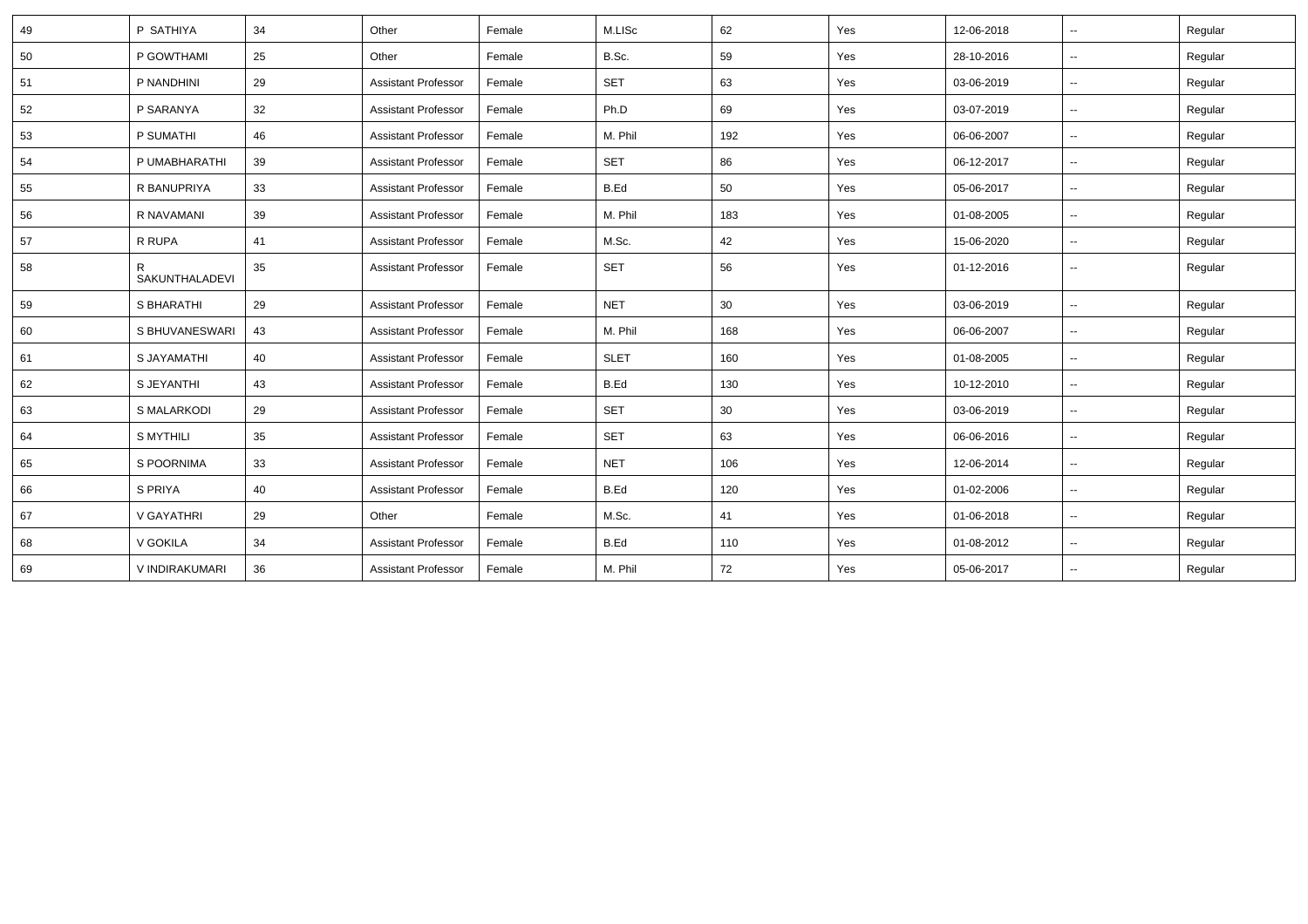| | | | | | | | | | | |
|---|---|---|---|---|---|---|---|---|---|---|
| 49 | P SATHIYA | 34 | Other | Female | M.LISc | 62 | Yes | 12-06-2018 | -- | Regular |
| 50 | P GOWTHAMI | 25 | Other | Female | B.Sc. | 59 | Yes | 28-10-2016 | -- | Regular |
| 51 | P NANDHINI | 29 | Assistant Professor | Female | SET | 63 | Yes | 03-06-2019 | -- | Regular |
| 52 | P SARANYA | 32 | Assistant Professor | Female | Ph.D | 69 | Yes | 03-07-2019 | -- | Regular |
| 53 | P SUMATHI | 46 | Assistant Professor | Female | M. Phil | 192 | Yes | 06-06-2007 | -- | Regular |
| 54 | P UMABHARATHI | 39 | Assistant Professor | Female | SET | 86 | Yes | 06-12-2017 | -- | Regular |
| 55 | R BANUPRIYA | 33 | Assistant Professor | Female | B.Ed | 50 | Yes | 05-06-2017 | -- | Regular |
| 56 | R NAVAMANI | 39 | Assistant Professor | Female | M. Phil | 183 | Yes | 01-08-2005 | -- | Regular |
| 57 | R RUPA | 41 | Assistant Professor | Female | M.Sc. | 42 | Yes | 15-06-2020 | -- | Regular |
| 58 | R SAKUNTHALADEVI | 35 | Assistant Professor | Female | SET | 56 | Yes | 01-12-2016 | -- | Regular |
| 59 | S BHARATHI | 29 | Assistant Professor | Female | NET | 30 | Yes | 03-06-2019 | -- | Regular |
| 60 | S BHUVANESWARI | 43 | Assistant Professor | Female | M. Phil | 168 | Yes | 06-06-2007 | -- | Regular |
| 61 | S JAYAMATHI | 40 | Assistant Professor | Female | SLET | 160 | Yes | 01-08-2005 | -- | Regular |
| 62 | S JEYANTHI | 43 | Assistant Professor | Female | B.Ed | 130 | Yes | 10-12-2010 | -- | Regular |
| 63 | S MALARKODI | 29 | Assistant Professor | Female | SET | 30 | Yes | 03-06-2019 | -- | Regular |
| 64 | S MYTHILI | 35 | Assistant Professor | Female | SET | 63 | Yes | 06-06-2016 | -- | Regular |
| 65 | S POORNIMA | 33 | Assistant Professor | Female | NET | 106 | Yes | 12-06-2014 | -- | Regular |
| 66 | S PRIYA | 40 | Assistant Professor | Female | B.Ed | 120 | Yes | 01-02-2006 | -- | Regular |
| 67 | V GAYATHRI | 29 | Other | Female | M.Sc. | 41 | Yes | 01-06-2018 | -- | Regular |
| 68 | V GOKILA | 34 | Assistant Professor | Female | B.Ed | 110 | Yes | 01-08-2012 | -- | Regular |
| 69 | V INDIRAKUMARI | 36 | Assistant Professor | Female | M. Phil | 72 | Yes | 05-06-2017 | -- | Regular |